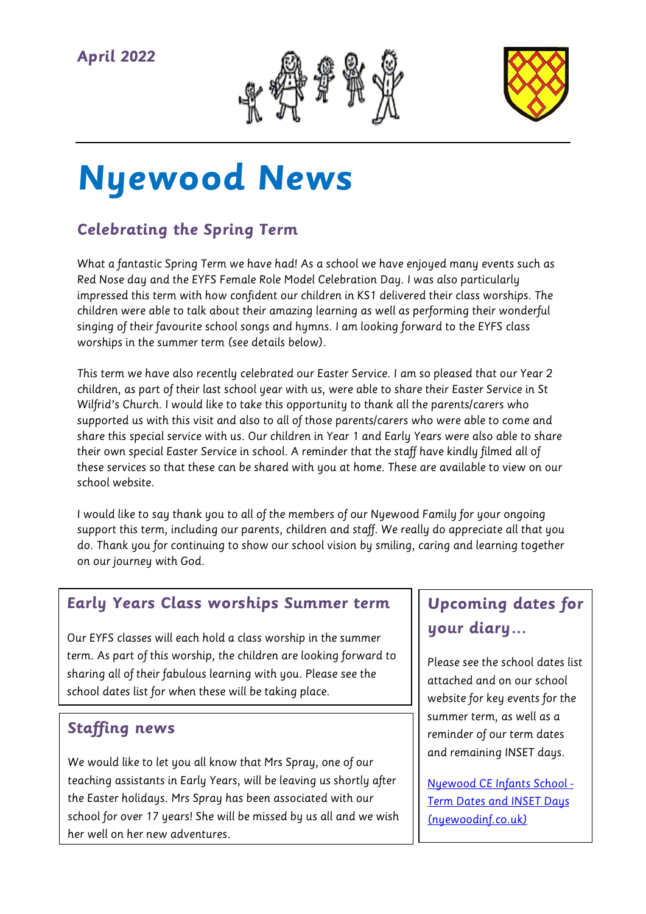April 2022

# Nyewood News

## Celebrating the Spring Term

What a fantastic Spring Term we have had! As a school we have enjoyed many events such as Red Nose day and the EYFS Female Role Model Celebration Day. I was also particularly impressed this term with how confident our children in KS1 delivered their class worships. The children were able to talk about their amazing learning as well as performing their wonderful singing of their favourite school songs and hymns. I am looking forward to the EYFS class worships in the summer term (see details below).

This term we have also recently celebrated our Easter Service. I am so pleased that our Year 2 children, as part of their last school year with us, were able to share their Easter Service in St Wilfrid's Church. I would like to take this opportunity to thank all the parents/carers who supported us with this visit and also to all of those parents/carers who were able to come and share this special service with us. Our children in Year 1 and Early Years were also able to share their own special Easter Service in school. A reminder that the staff have kindly filmed all of these services so that these can be shared with you at home. These are available to view on our school website.

I would like to say thank you to all of the members of our Nyewood Family for your ongoing support this term, including our parents, children and staff. We really do appreciate all that you do. Thank you for continuing to show our school vision by smiling, caring and learning together on our journey with God.

## Early Years Class worships Summer term

Our EYFS classes will each hold a class worship in the summer term. As part of this worship, the children are looking forward to sharing all of their fabulous learning with you. Please see the school dates list for when these will be taking place.

## Staffing news

We would like to let you all know that Mrs Spray, one of our teaching assistants in Early Years, will be leaving us shortly after the Easter holidays. Mrs Spray has been associated with our school for over 17 years! She will be missed by us all and we wish her well on her new adventures.

## Upcoming dates for your diary…

Please see the school dates list attached and on our school website for key events for the summer term, as well as a reminder of our term dates and remaining INSET days.

Nyewood CE Infants School - Term Dates and INSET Days (nyewoodinf.co.uk)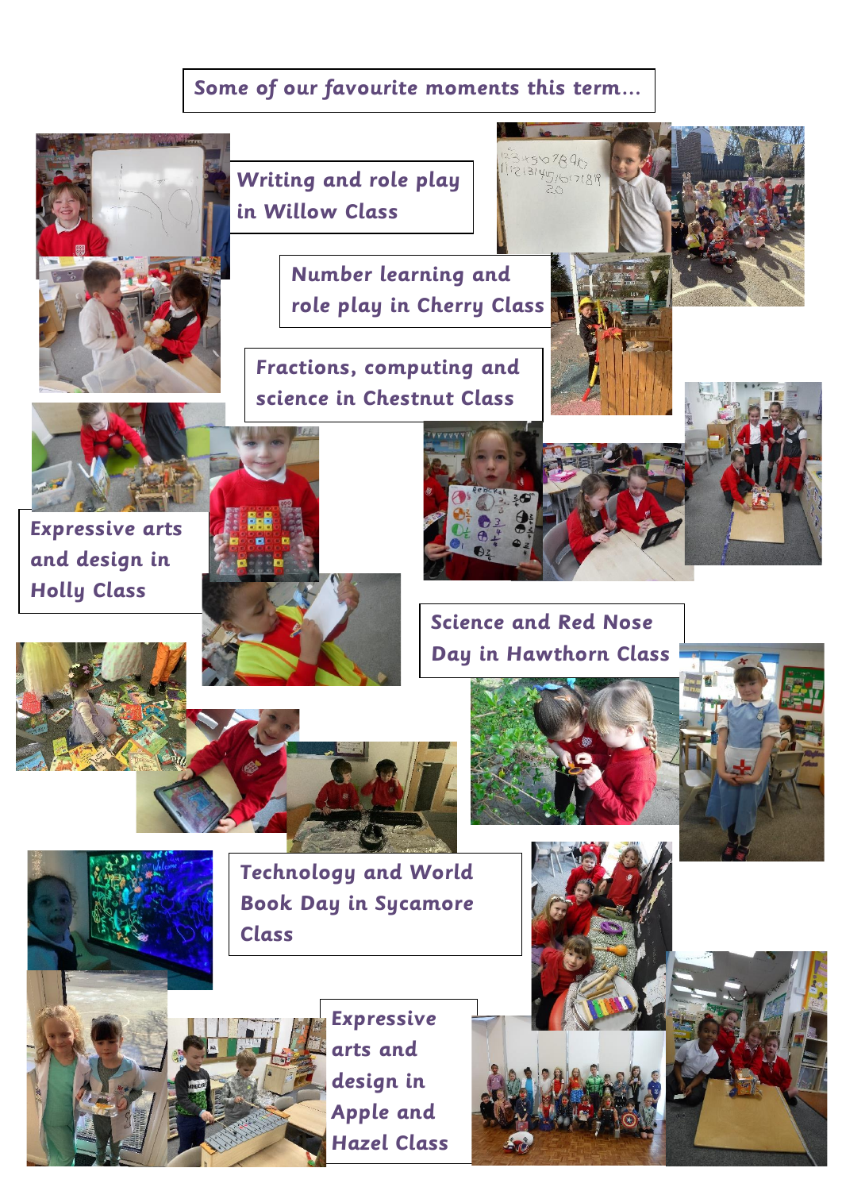## Some of our favourite moments this term…

Writing and role play in Willow Class

Number learning and role play in Cherry Class

Fractions, computing and science in Chestnut Class

Expressive arts and design in Holly Class

Science and Red Nose Day in Hawthorn Class

Technology and World Book Day in Sycamore Class

Expressive arts and design in Apple and Hazel Class